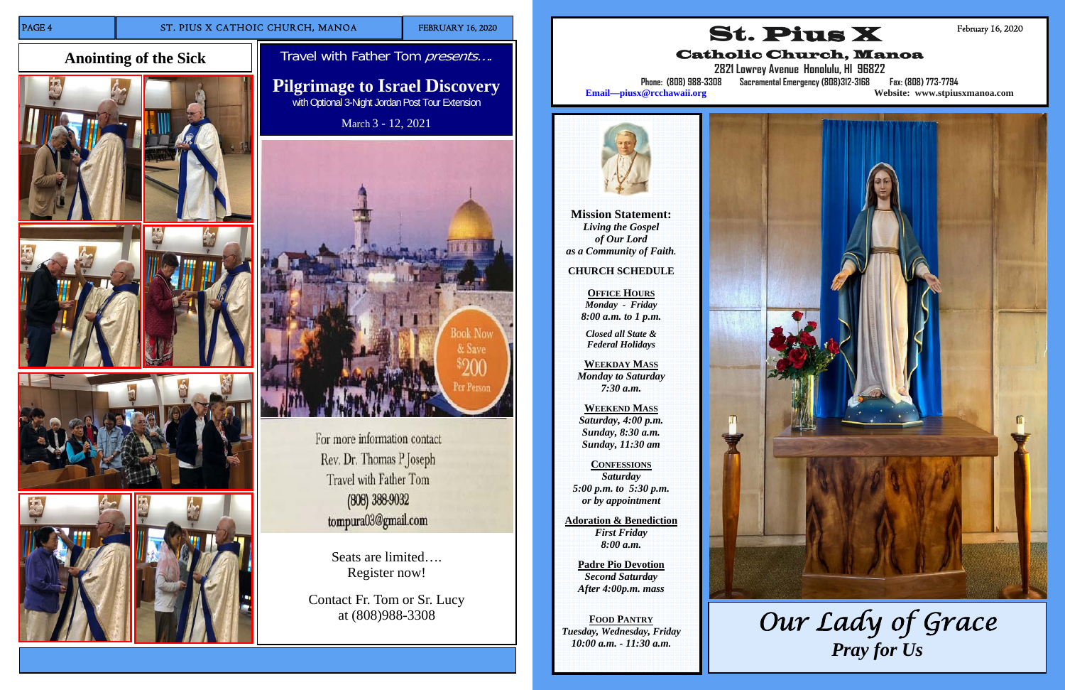## Anointing of the Sick

Travel with Father Tom *presents….*

## Pilgrimage to Israel Discovery

with Optional 3-Night Jordan Post Tour Extension

March 3 - 12, 2021

Book Now & Save $200 Per Person

For more information contact
Rev. Dr. Thomas P Joseph
Travel with Father Tom
(808) 388-9032
tompura03@gmail.com

Seats are limited….
Register now!

Contact Fr. Tom or Sr. Lucy
at (808)988-3308

# St. Pius X

## Catholic Church, Manoa

February 16, 2020

**2821 Lowrey Avenue Honolulu, HI 96822**

Phone: (808) 988-3308 Sacramental Emergency (808)312-3168 Fax: (808) 773-7794

Email—piusx@rcchawaii.org Website: www.stpiusxmanoa.com

**Mission Statement:**
*Living the Gospel of Our Lord as a Community of Faith.*

**CHURCH SCHEDULE**

**OFFICE HOURS**
*Monday - Friday*
*8:00 a.m. to 1 p.m.*

*Closed all State & Federal Holidays*

**WEEKDAY MASS**
*Monday to Saturday*
*7:30 a.m.*

**WEEKEND MASS**
*Saturday, 4:00 p.m.*
*Sunday, 8:30 a.m.*
*Sunday, 11:30 am*

**CONFESSIONS**
*Saturday*
*5:00 p.m. to 5:30 p.m.*
*or by appointment*

**Adoration & Benediction**
*First Friday*
*8:00 a.m.*

**Padre Pio Devotion**
*Second Saturday*
*After 4:00p.m. mass*

**FOOD PANTRY**
*Tuesday, Wednesday, Friday*
*10:00 a.m. - 11:30 a.m.*

*Our Lady of Grace*
*Pray for Us*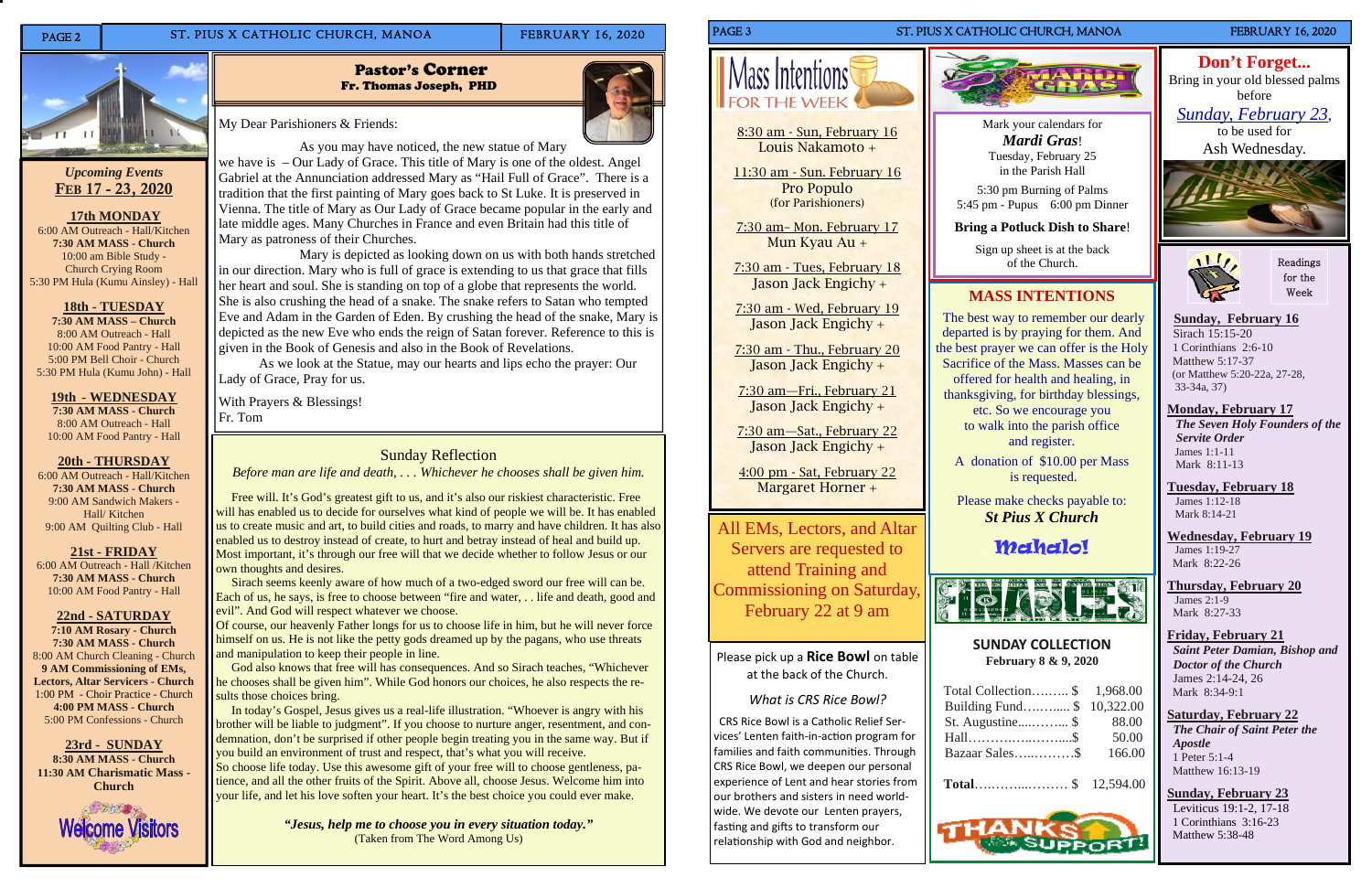## Upcoming Events
**FEB 17 - 23, 2020**

**17th MONDAY**
6:00 AM Outreach - Hall/Kitchen
**7:30 AM MASS - Church**
10:00 am Bible Study - Church Crying Room
5:30 PM Hula (Kumu Ainsley) - Hall

**18th - TUESDAY**
**7:30 AM MASS – Church**
8:00 AM Outreach - Hall
10:00 AM Food Pantry - Hall
5:00 PM Bell Choir - Church
5:30 PM Hula (Kumu John) - Hall

**19th - WEDNESDAY**
**7:30 AM MASS - Church**
8:00 AM Outreach - Hall
10:00 AM Food Pantry - Hall

**20th - THURSDAY**
6:00 AM Outreach - Hall/Kitchen
**7:30 AM MASS - Church**
9:00 AM Sandwich Makers - Hall/ Kitchen
9:00 AM Quilting Club - Hall

**21st - FRIDAY**
6:00 AM Outreach - Hall /Kitchen
**7:30 AM MASS - Church**
10:00 AM Food Pantry - Hall

**22nd - SATURDAY**
**7:10 AM Rosary - Church**
**7:30 AM MASS - Church**
8:00 AM Church Cleaning - Church
**9 AM Commissioning of EMs, Lectors, Altar Servicers - Church**
1:00 PM - Choir Practice - Church
**4:00 PM MASS - Church**
5:00 PM Confessions - Church

**23rd - SUNDAY**
**8:30 AM MASS - Church**
**11:30 AM Charismatic Mass - Church**

Welcome Visitors

## Pastor's Corner
**Fr. Thomas Joseph, PHD**

My Dear Parishioners & Friends:

As you may have noticed, the new statue of Mary we have is – Our Lady of Grace. This title of Mary is one of the oldest. Angel Gabriel at the Annunciation addressed Mary as "Hail Full of Grace". There is a tradition that the first painting of Mary goes back to St Luke. It is preserved in Vienna. The title of Mary as Our Lady of Grace became popular in the early and late middle ages. Many Churches in France and even Britain had this title of Mary as patroness of their Churches.

Mary is depicted as looking down on us with both hands stretched in our direction. Mary who is full of grace is extending to us that grace that fills her heart and soul. She is standing on top of a globe that represents the world. She is also crushing the head of a snake. The snake refers to Satan who tempted Eve and Adam in the Garden of Eden. By crushing the head of the snake, Mary is depicted as the new Eve who ends the reign of Satan forever. Reference to this is given in the Book of Genesis and also in the Book of Revelations.

As we look at the Statue, may our hearts and lips echo the prayer: Our Lady of Grace, Pray for us.

With Prayers & Blessings!
Fr. Tom

## Sunday Reflection
*Before man are life and death, . . . Whichever he chooses shall be given him.*

Free will. It's God's greatest gift to us, and it's also our riskiest characteristic. Free will has enabled us to decide for ourselves what kind of people we will be. It has enabled us to create music and art, to build cities and roads, to marry and have children. It has also enabled us to destroy instead of create, to hurt and betray instead of heal and build up. Most important, it's through our free will that we decide whether to follow Jesus or our own thoughts and desires.

Sirach seems keenly aware of how much of a two-edged sword our free will can be. Each of us, he says, is free to choose between "fire and water, . . life and death, good and evil". And God will respect whatever we choose.

Of course, our heavenly Father longs for us to choose life in him, but he will never force himself on us. He is not like the petty gods dreamed up by the pagans, who use threats and manipulation to keep their people in line.

God also knows that free will has consequences. And so Sirach teaches, "Whichever he chooses shall be given him." While God honors our choices, he also respects the results those choices bring.

In today's Gospel, Jesus gives us a real-life illustration. "Whoever is angry with his brother will be liable to judgment". If you choose to nurture anger, resentment, and condemnation, don't be surprised if other people begin treating you in the same way. But if you build an environment of trust and respect, that's what you will receive.

So choose life today. Use this awesome gift of your free will to choose gentleness, patience, and all the other fruits of the Spirit. Above all, choose Jesus. Welcome him into your life, and let his love soften your heart. It's the best choice you could ever make.

***"Jesus, help me to choose you in every situation today."***
(Taken from The Word Among Us)

## Mass Intentions FOR THE WEEK

8:30 am - Sun, February 16
Louis Nakamoto +

11:30 am - Sun. February 16
Pro Populo
(for Parishioners)

7:30 am– Mon. February 17
Mun Kyau Au +

7:30 am - Tues, February 18
Jason Jack Engichy +

7:30 am - Wed, February 19
Jason Jack Engichy +

7:30 am - Thu., February 20
Jason Jack Engichy +

7:30 am—Fri., February 21
Jason Jack Engichy +

7:30 am—Sat., February 22
Jason Jack Engichy +

4:00 pm - Sat, February 22
Margaret Horner +

All EMs, Lectors, and Altar Servers are requested to attend Training and Commissioning on Saturday, February 22 at 9 am

Please pick up a **Rice Bowl** on table at the back of the Church.

*What is CRS Rice Bowl?*

CRS Rice Bowl is a Catholic Relief Services' Lenten faith-in-action program for families and faith communities. Through CRS Rice Bowl, we deepen our personal experience of Lent and hear stories from our brothers and sisters in need worldwide. We devote our Lenten prayers, fasting and gifts to transform our relationship with God and neighbor.

## MARDI GRAS

Mark your calendars for
***Mardi Gras*!**
Tuesday, February 25
in the Parish Hall

5:30 pm Burning of Palms
5:45 pm - Pupus 6:00 pm Dinner

**Bring a Potluck Dish to Share!**

Sign up sheet is at the back of the Church.

## MASS INTENTIONS

The best way to remember our dearly departed is by praying for them. And the best prayer we can offer is the Holy Sacrifice of the Mass. Masses can be offered for health and healing, in thanksgiving, for birthday blessings, etc. So we encourage you to walk into the parish office and register.

A donation of $10.00 per Mass is requested.

Please make checks payable to:
***St Pius X Church***

**Mahalo!**

## FINANCES

**SUNDAY COLLECTION**
**February 8 & 9, 2020**

| | |
|---|---|
| Total Collection……… $ | 1,968.00 |
| Building Fund………... $ | 10,322.00 |
| St. Augustine....……... $ | 88.00 |
| Hall…………..…….....$ | 50.00 |
| Bazaar Sales…..……….$ | 166.00 |
| **Total**…….…...……… $ | 12,594.00 |

THANKS 4 SUPPORT!

## Don't Forget...
Bring in your old blessed palms before
*Sunday, February 23*,
to be used for
Ash Wednesday.

## Readings for the Week

**Sunday, February 16**
Sirach 15:15-20
1 Corinthians 2:6-10
Matthew 5:17-37
(or Matthew 5:20-22a, 27-28, 33-34a, 37)

**Monday, February 17**
***The Seven Holy Founders of the Servite Order***
James 1:1-11
Mark 8:11-13

**Tuesday, February 18**
James 1:12-18
Mark 8:14-21

**Wednesday, February 19**
James 1:19-27
Mark 8:22-26

**Thursday, February 20**
James 2:1-9
Mark 8:27-33

**Friday, February 21**
***Saint Peter Damian, Bishop and Doctor of the Church***
James 2:14-24, 26
Mark 8:34-9:1

**Saturday, February 22**
***The Chair of Saint Peter the Apostle***
1 Peter 5:1-4
Matthew 16:13-19

**Sunday, February 23**
Leviticus 19:1-2, 17-18
1 Corinthians 3:16-23
Matthew 5:38-48